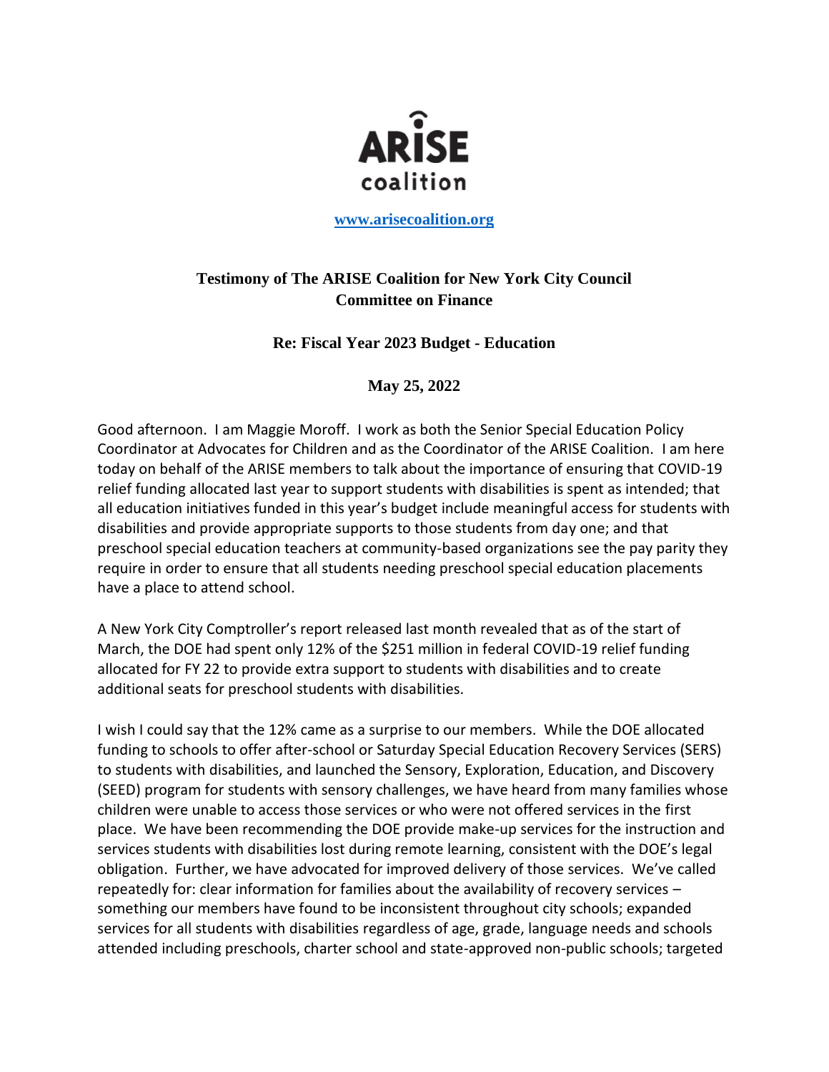ARISE coalition

[www.arisecoalition.org](http://www.arisecoalition.org)

**Testimony of The ARISE Coalition for New York City Council Committee on Finance**

**Re: Fiscal Year 2023 Budget - Education**

**May 25, 2022**

Good afternoon. I am Maggie Moroff. I work as both the Senior Special Education Policy Coordinator at Advocates for Children and as the Coordinator of the ARISE Coalition. I am here today on behalf of the ARISE members to talk about the importance of ensuring that COVID-19 relief funding allocated last year to support students with disabilities is spent as intended; that all education initiatives funded in this year's budget include meaningful access for students with disabilities and provide appropriate supports to those students from day one; and that preschool special education teachers at community-based organizations see the pay parity they require in order to ensure that all students needing preschool special education placements have a place to attend school.

A New York City Comptroller's report released last month revealed that as of the start of March, the DOE had spent only 12% of the $251 million in federal COVID-19 relief funding allocated for FY 22 to provide extra support to students with disabilities and to create additional seats for preschool students with disabilities.

I wish I could say that the 12% came as a surprise to our members. While the DOE allocated funding to schools to offer after-school or Saturday Special Education Recovery Services (SERS) to students with disabilities, and launched the Sensory, Exploration, Education, and Discovery (SEED) program for students with sensory challenges, we have heard from many families whose children were unable to access those services or who were not offered services in the first place. We have been recommending the DOE provide make-up services for the instruction and services students with disabilities lost during remote learning, consistent with the DOE's legal obligation. Further, we have advocated for improved delivery of those services. We've called repeatedly for: clear information for families about the availability of recovery services – something our members have found to be inconsistent throughout city schools; expanded services for all students with disabilities regardless of age, grade, language needs and schools attended including preschools, charter school and state-approved non-public schools; targeted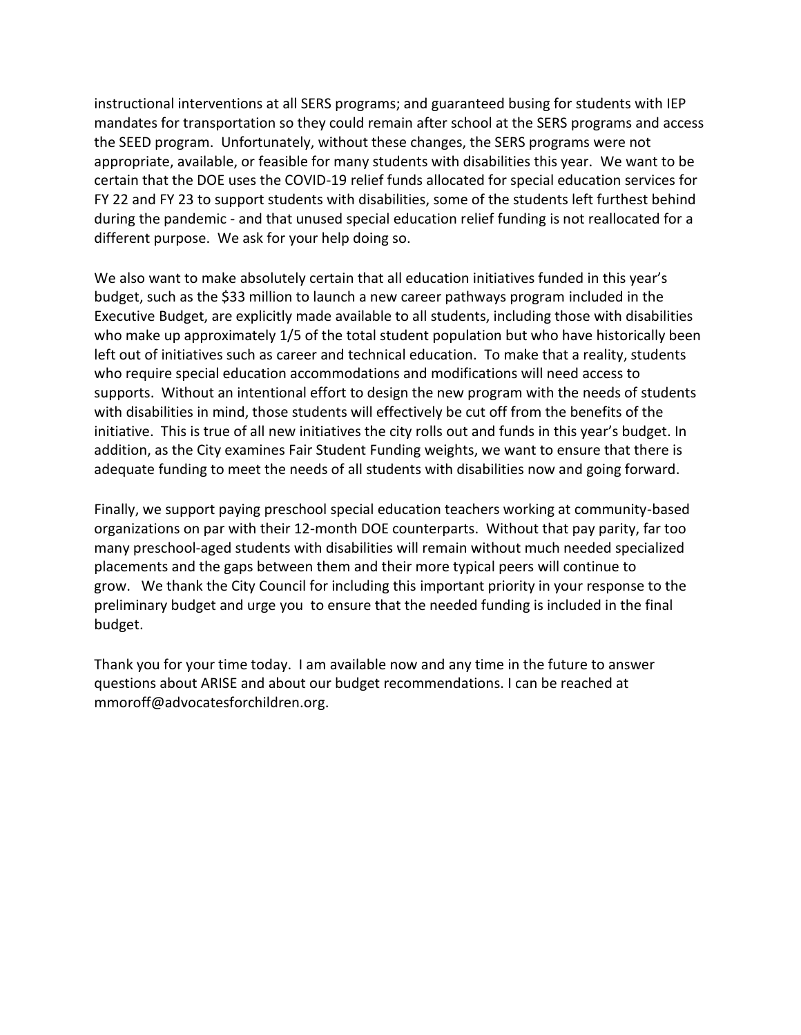instructional interventions at all SERS programs; and guaranteed busing for students with IEP mandates for transportation so they could remain after school at the SERS programs and access the SEED program. Unfortunately, without these changes, the SERS programs were not appropriate, available, or feasible for many students with disabilities this year. We want to be certain that the DOE uses the COVID-19 relief funds allocated for special education services for FY 22 and FY 23 to support students with disabilities, some of the students left furthest behind during the pandemic - and that unused special education relief funding is not reallocated for a different purpose. We ask for your help doing so.

We also want to make absolutely certain that all education initiatives funded in this year's budget, such as the $33 million to launch a new career pathways program included in the Executive Budget, are explicitly made available to all students, including those with disabilities who make up approximately 1/5 of the total student population but who have historically been left out of initiatives such as career and technical education. To make that a reality, students who require special education accommodations and modifications will need access to supports. Without an intentional effort to design the new program with the needs of students with disabilities in mind, those students will effectively be cut off from the benefits of the initiative. This is true of all new initiatives the city rolls out and funds in this year's budget. In addition, as the City examines Fair Student Funding weights, we want to ensure that there is adequate funding to meet the needs of all students with disabilities now and going forward.

Finally, we support paying preschool special education teachers working at community-based organizations on par with their 12-month DOE counterparts. Without that pay parity, far too many preschool-aged students with disabilities will remain without much needed specialized placements and the gaps between them and their more typical peers will continue to grow. We thank the City Council for including this important priority in your response to the preliminary budget and urge you to ensure that the needed funding is included in the final budget.

Thank you for your time today. I am available now and any time in the future to answer questions about ARISE and about our budget recommendations. I can be reached at mmoroff@advocatesforchildren.org.